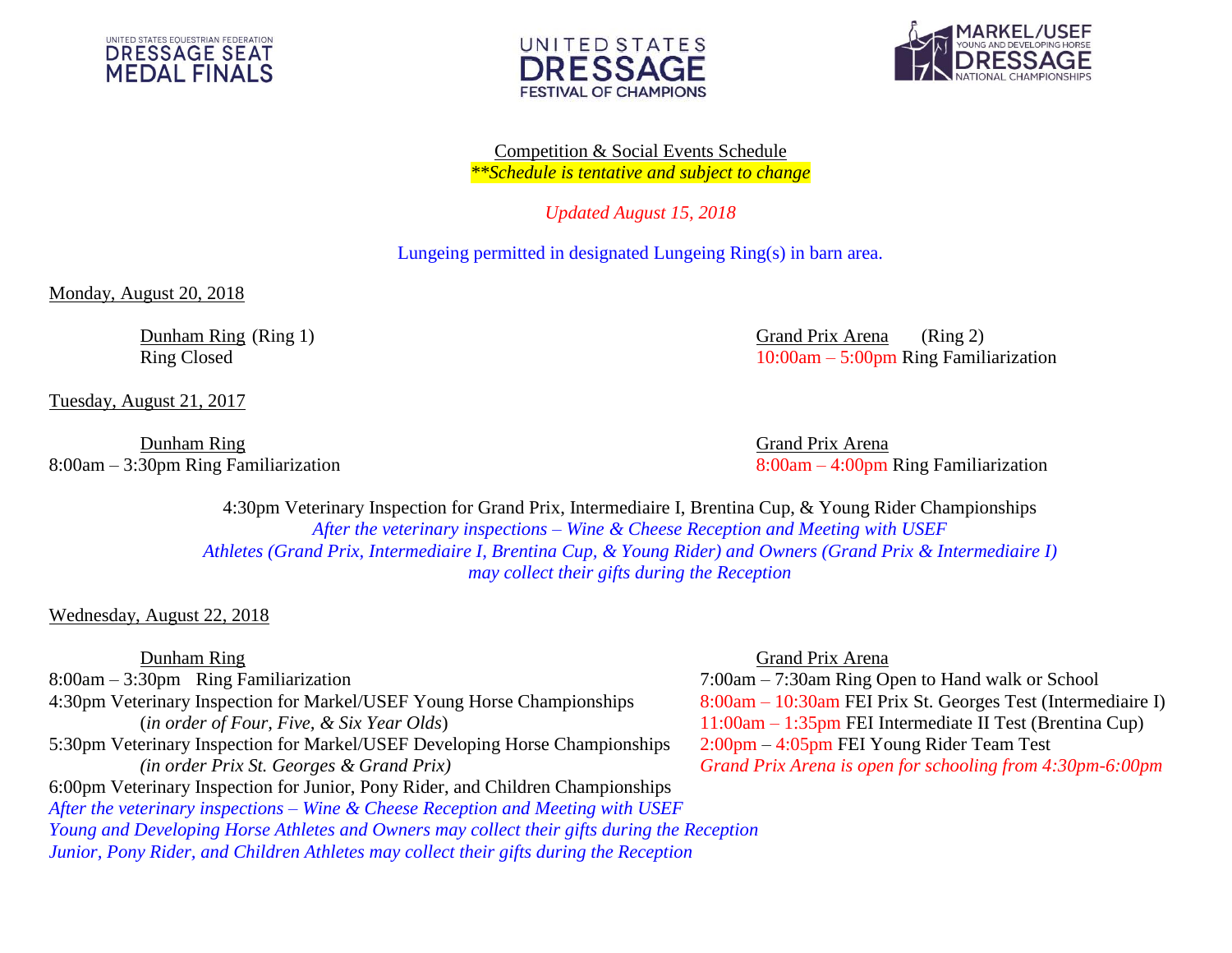UNITED STATES EQUESTRIAN FEDERATION DRESSAGE SEAT MEDAL FINALS

UNITED STATES DRESSAGE FESTIVAL OF CHAMPIONS

MARKEL/USEF YOUNG AND DEVELOPING HORSE DRESSAGE NATIONAL CHAMPIONSHIPS

# Competition & Social Events Schedule

*\*\*Schedule is tentative and subject to change*

*Updated August 15, 2018*

Lungeing permitted in designated Lungeing Ring(s) in barn area.

## Monday, August 20, 2018

**Dunham Ring** (Ring 1)
Ring Closed

**Grand Prix Arena** (Ring 2)
10:00am – 5:00pm Ring Familiarization

## Tuesday, August 21, 2017

**Dunham Ring**
8:00am – 3:30pm Ring Familiarization

**Grand Prix Arena**
8:00am – 4:00pm Ring Familiarization

4:30pm Veterinary Inspection for Grand Prix, Intermediaire I, Brentina Cup, & Young Rider Championships
*After the veterinary inspections – Wine & Cheese Reception and Meeting with USEF*
*Athletes (Grand Prix, Intermediaire I, Brentina Cup, & Young Rider) and Owners (Grand Prix & Intermediaire I) may collect their gifts during the Reception*

## Wednesday, August 22, 2018

**Dunham Ring**
8:00am – 3:30pm Ring Familiarization
4:30pm Veterinary Inspection for Markel/USEF Young Horse Championships
(*in order of Four, Five, & Six Year Olds*)
5:30pm Veterinary Inspection for Markel/USEF Developing Horse Championships
*(in order Prix St. Georges & Grand Prix)*
6:00pm Veterinary Inspection for Junior, Pony Rider, and Children Championships
*After the veterinary inspections – Wine & Cheese Reception and Meeting with USEF*
*Young and Developing Horse Athletes and Owners may collect their gifts during the Reception*
*Junior, Pony Rider, and Children Athletes may collect their gifts during the Reception*

**Grand Prix Arena**
7:00am – 7:30am Ring Open to Hand walk or School
8:00am – 10:30am FEI Prix St. Georges Test (Intermediaire I)
11:00am – 1:35pm FEI Intermediate II Test (Brentina Cup)
2:00pm – 4:05pm FEI Young Rider Team Test
*Grand Prix Arena is open for schooling from 4:30pm-6:00pm*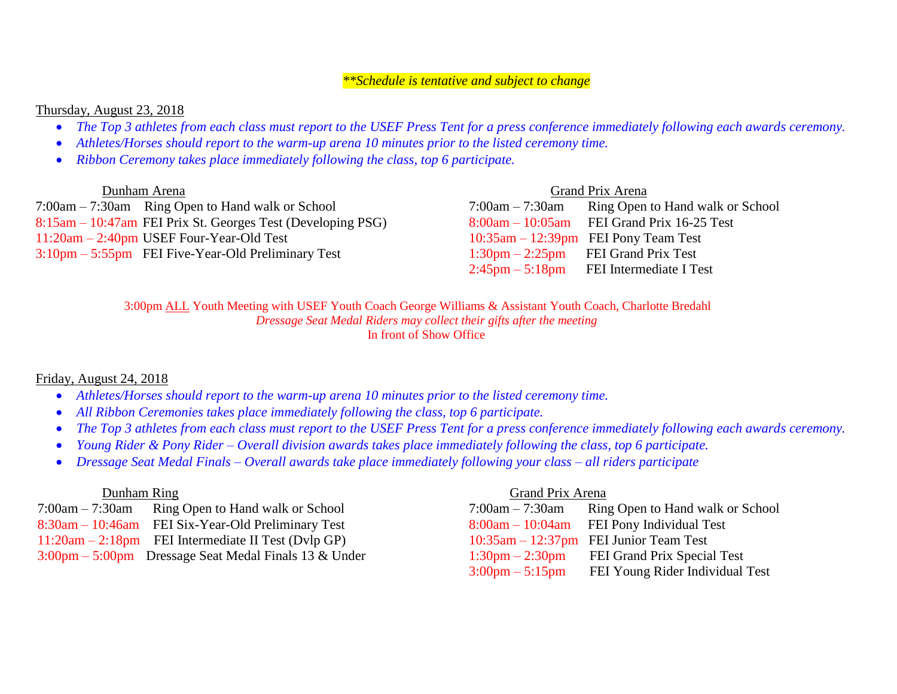*\*\*Schedule is tentative and subject to change*

Thursday, August 23, 2018

- *The Top 3 athletes from each class must report to the USEF Press Tent for a press conference immediately following each awards ceremony.*
- *Athletes/Horses should report to the warm-up arena 10 minutes prior to the listed ceremony time.*
- *Ribbon Ceremony takes place immediately following the class, top 6 participate.*

Dunham Arena

| Time | Event |
|---|---|
| 7:00am – 7:30am | Ring Open to Hand walk or School |
| 8:15am – 10:47am | FEI Prix St. Georges Test (Developing PSG) |
| 11:20am – 2:40pm | USEF Four-Year-Old Test |
| 3:10pm – 5:55pm | FEI Five-Year-Old Preliminary Test |

Grand Prix Arena

| Time | Event |
|---|---|
| 7:00am – 7:30am | Ring Open to Hand walk or School |
| 8:00am – 10:05am | FEI Grand Prix 16-25 Test |
| 10:35am – 12:39pm | FEI Pony Team Test |
| 1:30pm – 2:25pm | FEI Grand Prix Test |
| 2:45pm – 5:18pm | FEI Intermediate I Test |

3:00pm ALL Youth Meeting with USEF Youth Coach George Williams & Assistant Youth Coach, Charlotte Bredahl
*Dressage Seat Medal Riders may collect their gifts after the meeting*
In front of Show Office

Friday, August 24, 2018

- *Athletes/Horses should report to the warm-up arena 10 minutes prior to the listed ceremony time.*
- *All Ribbon Ceremonies takes place immediately following the class, top 6 participate.*
- *The Top 3 athletes from each class must report to the USEF Press Tent for a press conference immediately following each awards ceremony.*
- *Young Rider & Pony Rider – Overall division awards takes place immediately following the class, top 6 participate.*
- *Dressage Seat Medal Finals – Overall awards take place immediately following your class – all riders participate*

Dunham Ring

| Time | Event |
|---|---|
| 7:00am – 7:30am | Ring Open to Hand walk or School |
| 8:30am – 10:46am | FEI Six-Year-Old Preliminary Test |
| 11:20am – 2:18pm | FEI Intermediate II Test (Dvlp GP) |
| 3:00pm – 5:00pm | Dressage Seat Medal Finals 13 & Under |

Grand Prix Arena

| Time | Event |
|---|---|
| 7:00am – 7:30am | Ring Open to Hand walk or School |
| 8:00am – 10:04am | FEI Pony Individual Test |
| 10:35am – 12:37pm | FEI Junior Team Test |
| 1:30pm – 2:30pm | FEI Grand Prix Special Test |
| 3:00pm – 5:15pm | FEI Young Rider Individual Test |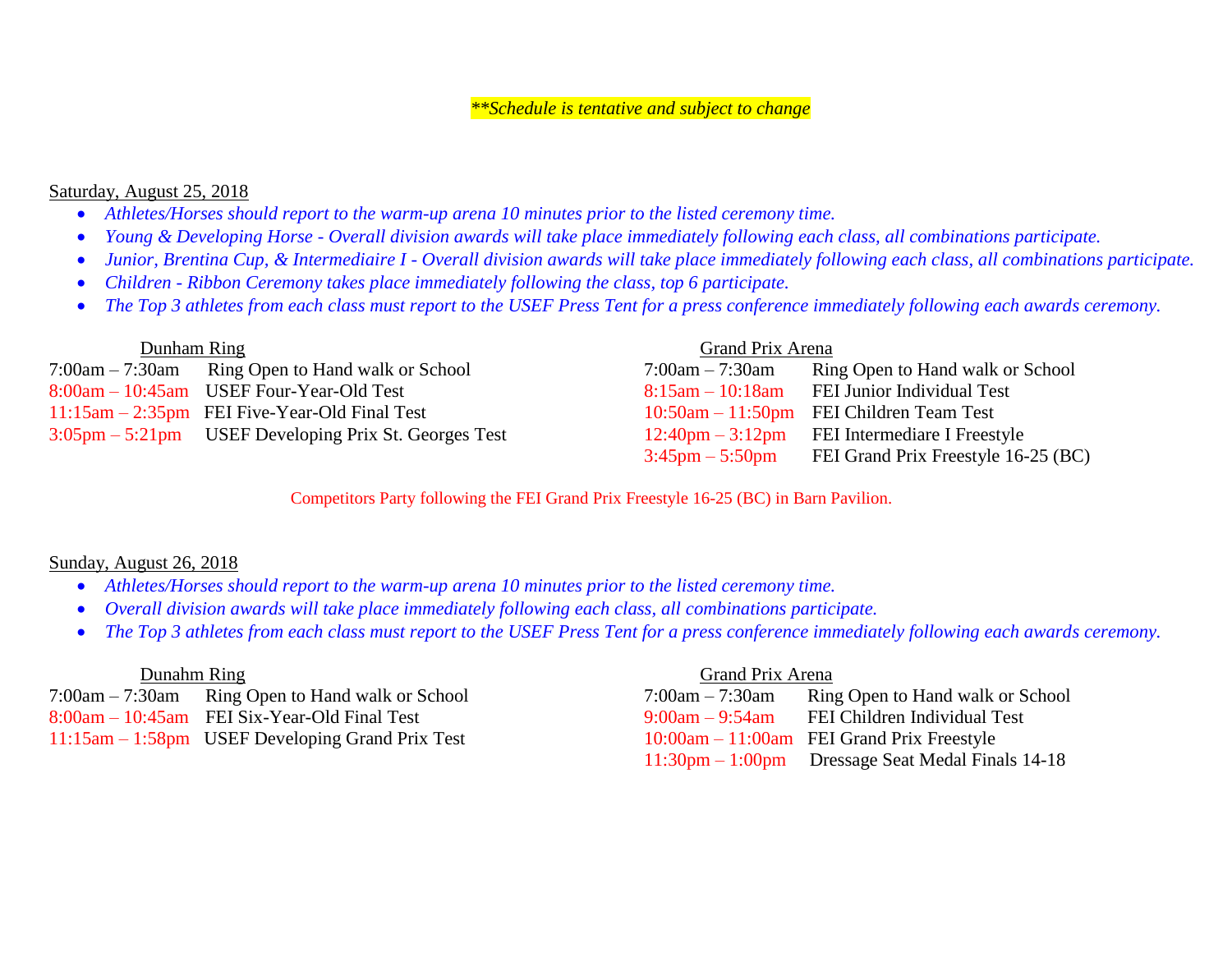*\*\*Schedule is tentative and subject to change*

## Saturday, August 25, 2018

- *Athletes/Horses should report to the warm-up arena 10 minutes prior to the listed ceremony time.*
- *Young & Developing Horse - Overall division awards will take place immediately following each class, all combinations participate.*
- *Junior, Brentina Cup, & Intermediaire I - Overall division awards will take place immediately following each class, all combinations participate.*
- *Children - Ribbon Ceremony takes place immediately following the class, top 6 participate.*
- *The Top 3 athletes from each class must report to the USEF Press Tent for a press conference immediately following each awards ceremony.*

### Dunham Ring

| | |
|---|---|
| 7:00am – 7:30am | Ring Open to Hand walk or School |
| 8:00am – 10:45am | USEF Four-Year-Old Test |
| 11:15am – 2:35pm | FEI Five-Year-Old Final Test |
| 3:05pm – 5:21pm | USEF Developing Prix St. Georges Test |

### Grand Prix Arena

| | |
|---|---|
| 7:00am – 7:30am | Ring Open to Hand walk or School |
| 8:15am – 10:18am | FEI Junior Individual Test |
| 10:50am – 11:50pm | FEI Children Team Test |
| 12:40pm – 3:12pm | FEI Intermediare I Freestyle |
| 3:45pm – 5:50pm | FEI Grand Prix Freestyle 16-25 (BC) |

Competitors Party following the FEI Grand Prix Freestyle 16-25 (BC) in Barn Pavilion.

## Sunday, August 26, 2018

- *Athletes/Horses should report to the warm-up arena 10 minutes prior to the listed ceremony time.*
- *Overall division awards will take place immediately following each class, all combinations participate.*
- *The Top 3 athletes from each class must report to the USEF Press Tent for a press conference immediately following each awards ceremony.*

### Dunahm Ring

| | |
|---|---|
| 7:00am – 7:30am | Ring Open to Hand walk or School |
| 8:00am – 10:45am | FEI Six-Year-Old Final Test |
| 11:15am – 1:58pm | USEF Developing Grand Prix Test |

### Grand Prix Arena

| | |
|---|---|
| 7:00am – 7:30am | Ring Open to Hand walk or School |
| 9:00am – 9:54am | FEI Children Individual Test |
| 10:00am – 11:00am | FEI Grand Prix Freestyle |
| 11:30pm – 1:00pm | Dressage Seat Medal Finals 14-18 |